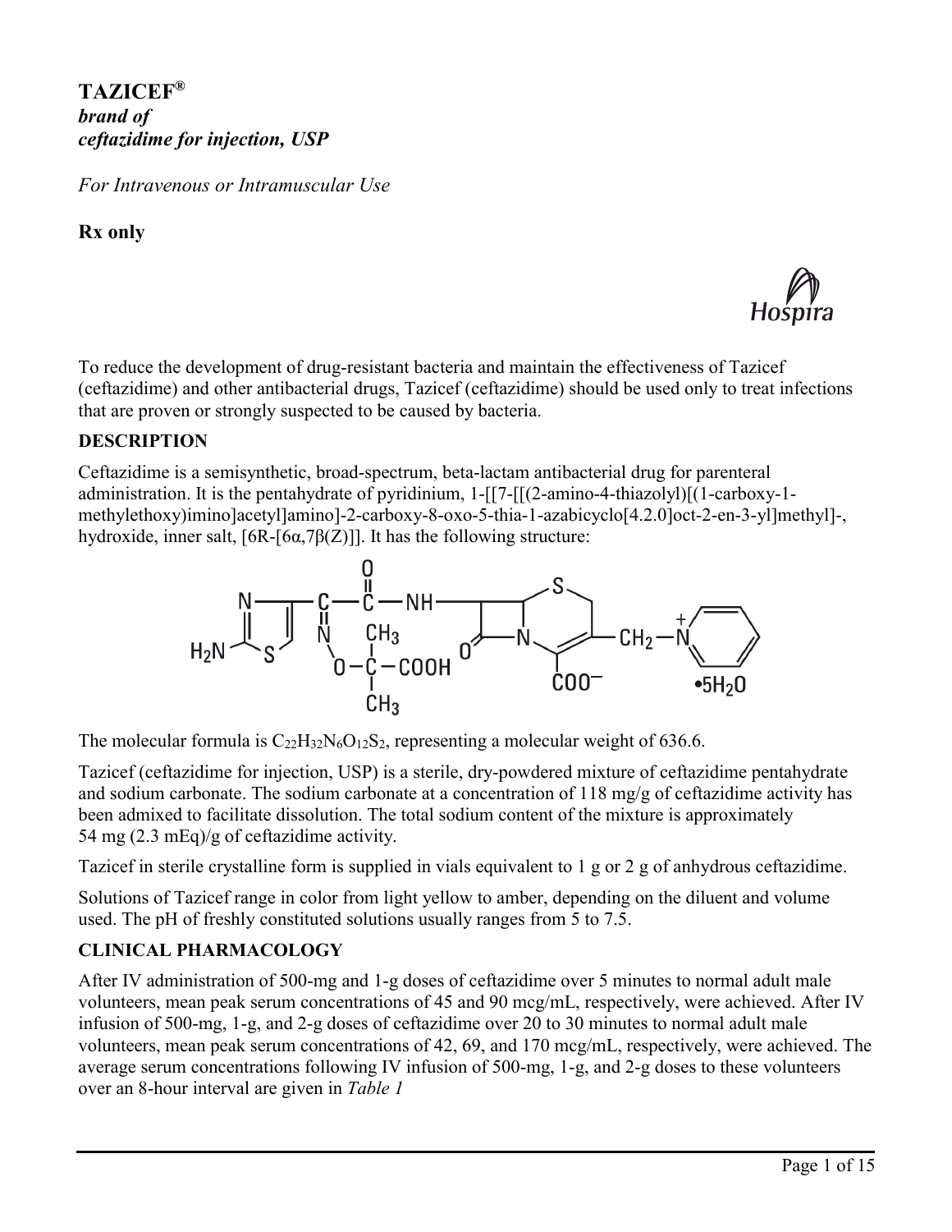# TAZICEF®

***brand of***
***ceftazidime for injection, USP***

*For Intravenous or Intramuscular Use*

**Rx only**

To reduce the development of drug-resistant bacteria and maintain the effectiveness of Tazicef (ceftazidime) and other antibacterial drugs, Tazicef (ceftazidime) should be used only to treat infections that are proven or strongly suspected to be caused by bacteria.

## DESCRIPTION

Ceftazidime is a semisynthetic, broad-spectrum, beta-lactam antibacterial drug for parenteral administration. It is the pentahydrate of pyridinium, 1-[[7-[[(2-amino-4-thiazolyl)[(1-carboxy-1-methylethoxy)imino]acetyl]amino]-2-carboxy-8-oxo-5-thia-1-azabicyclo[4.2.0]oct-2-en-3-yl]methyl]-, hydroxide, inner salt, [6R-[6α,7β(Z)]]. It has the following structure:

The molecular formula is $C_{22}H_{32}N_6O_{12}S_2$, representing a molecular weight of 636.6.

Tazicef (ceftazidime for injection, USP) is a sterile, dry-powdered mixture of ceftazidime pentahydrate and sodium carbonate. The sodium carbonate at a concentration of 118 mg/g of ceftazidime activity has been admixed to facilitate dissolution. The total sodium content of the mixture is approximately 54 mg (2.3 mEq)/g of ceftazidime activity.

Tazicef in sterile crystalline form is supplied in vials equivalent to 1 g or 2 g of anhydrous ceftazidime.

Solutions of Tazicef range in color from light yellow to amber, depending on the diluent and volume used. The pH of freshly constituted solutions usually ranges from 5 to 7.5.

## CLINICAL PHARMACOLOGY

After IV administration of 500-mg and 1-g doses of ceftazidime over 5 minutes to normal adult male volunteers, mean peak serum concentrations of 45 and 90 mcg/mL, respectively, were achieved. After IV infusion of 500-mg, 1-g, and 2-g doses of ceftazidime over 20 to 30 minutes to normal adult male volunteers, mean peak serum concentrations of 42, 69, and 170 mcg/mL, respectively, were achieved. The average serum concentrations following IV infusion of 500-mg, 1-g, and 2-g doses to these volunteers over an 8-hour interval are given in *Table 1*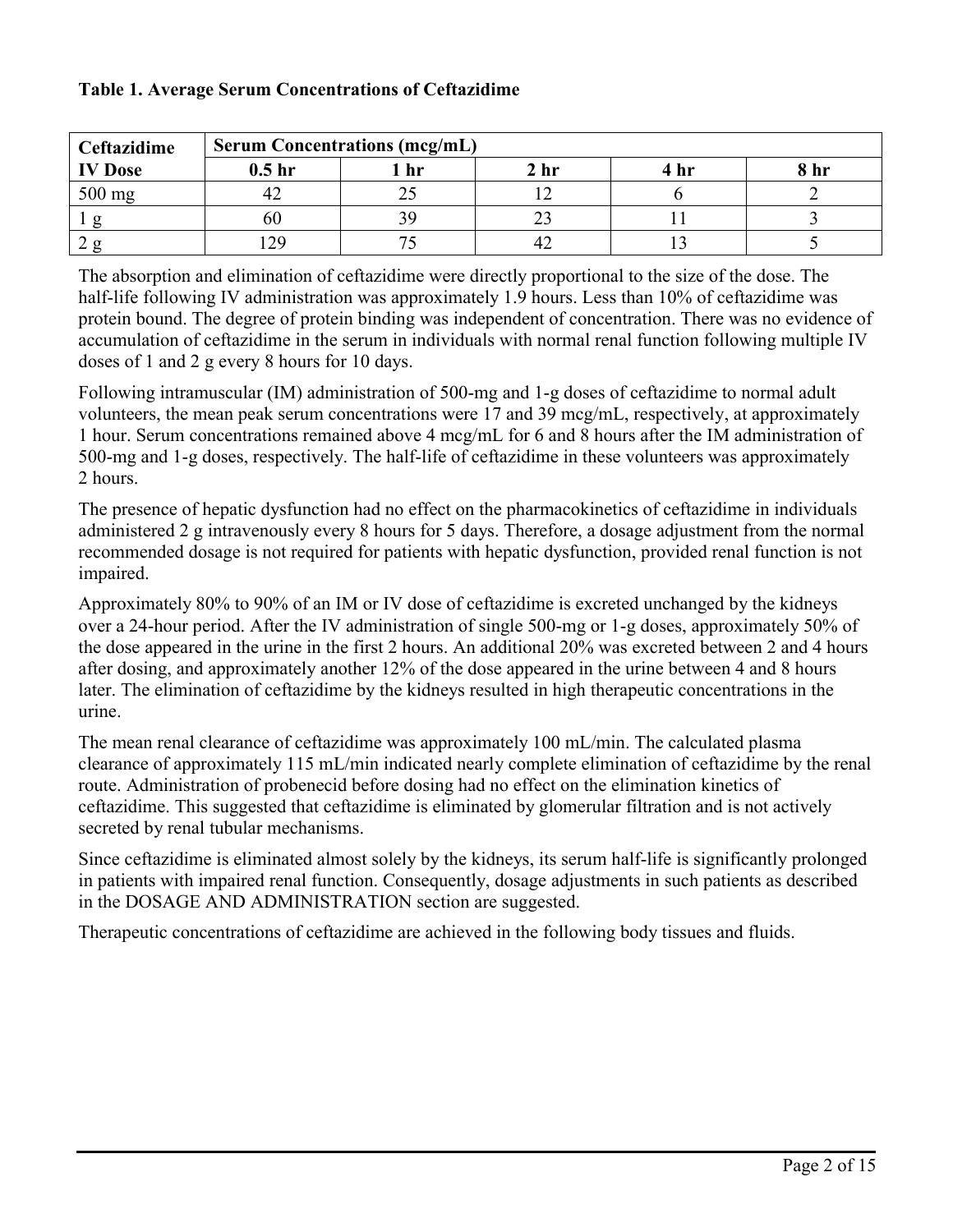**Table 1. Average Serum Concentrations of Ceftazidime**

| Ceftazidime IV Dose | Serum Concentrations (mcg/mL) | | | | |
|---|---|---|---|---|---|
| | 0.5 hr | 1 hr | 2 hr | 4 hr | 8 hr |
| 500 mg | 42 | 25 | 12 | 6 | 2 |
| 1 g | 60 | 39 | 23 | 11 | 3 |
| 2 g | 129 | 75 | 42 | 13 | 5 |

The absorption and elimination of ceftazidime were directly proportional to the size of the dose. The half-life following IV administration was approximately 1.9 hours. Less than 10% of ceftazidime was protein bound. The degree of protein binding was independent of concentration. There was no evidence of accumulation of ceftazidime in the serum in individuals with normal renal function following multiple IV doses of 1 and 2 g every 8 hours for 10 days.

Following intramuscular (IM) administration of 500-mg and 1-g doses of ceftazidime to normal adult volunteers, the mean peak serum concentrations were 17 and 39 mcg/mL, respectively, at approximately 1 hour. Serum concentrations remained above 4 mcg/mL for 6 and 8 hours after the IM administration of 500-mg and 1-g doses, respectively. The half-life of ceftazidime in these volunteers was approximately 2 hours.

The presence of hepatic dysfunction had no effect on the pharmacokinetics of ceftazidime in individuals administered 2 g intravenously every 8 hours for 5 days. Therefore, a dosage adjustment from the normal recommended dosage is not required for patients with hepatic dysfunction, provided renal function is not impaired.

Approximately 80% to 90% of an IM or IV dose of ceftazidime is excreted unchanged by the kidneys over a 24-hour period. After the IV administration of single 500-mg or 1-g doses, approximately 50% of the dose appeared in the urine in the first 2 hours. An additional 20% was excreted between 2 and 4 hours after dosing, and approximately another 12% of the dose appeared in the urine between 4 and 8 hours later. The elimination of ceftazidime by the kidneys resulted in high therapeutic concentrations in the urine.

The mean renal clearance of ceftazidime was approximately 100 mL/min. The calculated plasma clearance of approximately 115 mL/min indicated nearly complete elimination of ceftazidime by the renal route. Administration of probenecid before dosing had no effect on the elimination kinetics of ceftazidime. This suggested that ceftazidime is eliminated by glomerular filtration and is not actively secreted by renal tubular mechanisms.

Since ceftazidime is eliminated almost solely by the kidneys, its serum half-life is significantly prolonged in patients with impaired renal function. Consequently, dosage adjustments in such patients as described in the DOSAGE AND ADMINISTRATION section are suggested.

Therapeutic concentrations of ceftazidime are achieved in the following body tissues and fluids.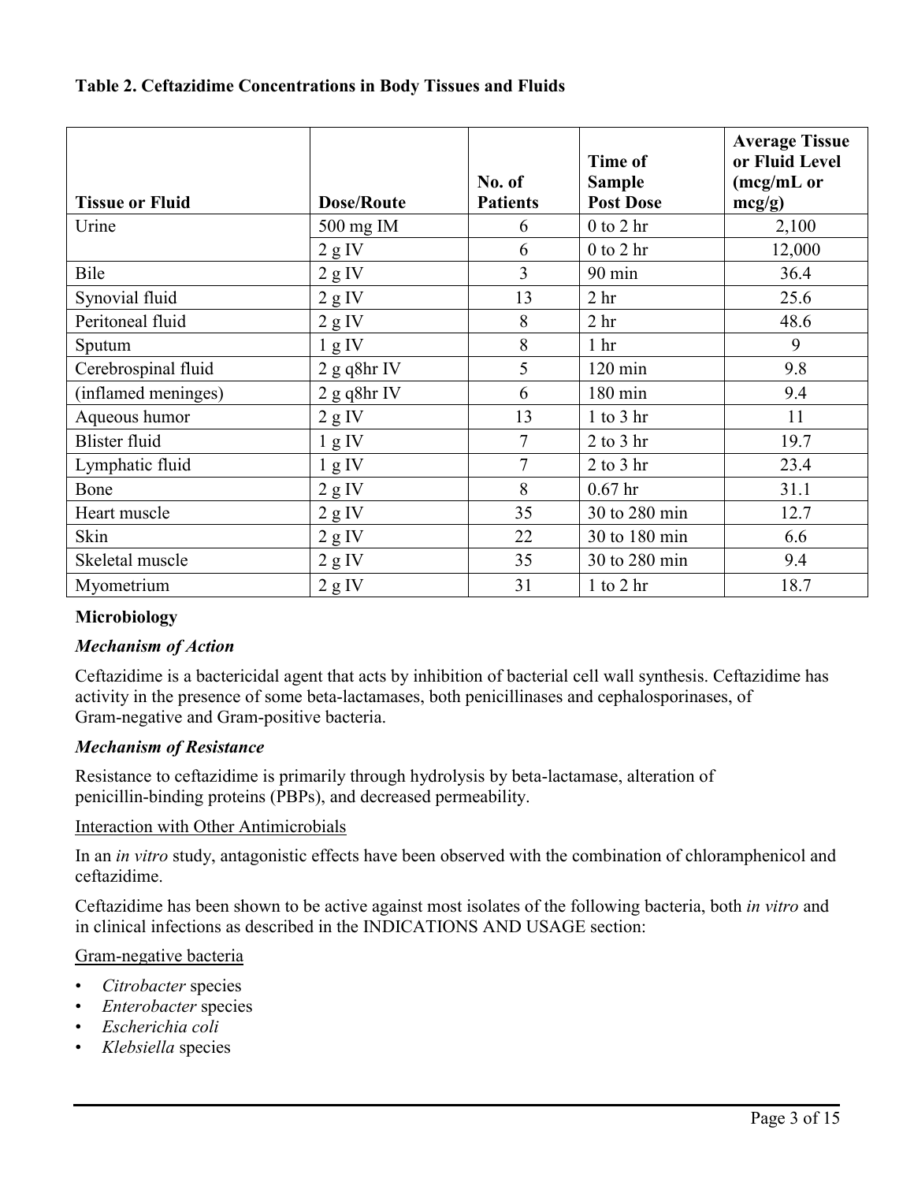**Table 2. Ceftazidime Concentrations in Body Tissues and Fluids**

| Tissue or Fluid | Dose/Route | No. of Patients | Time of Sample Post Dose | Average Tissue or Fluid Level (mcg/mL or mcg/g) |
|---|---|---|---|---|
| Urine | 500 mg IM | 6 | 0 to 2 hr | 2,100 |
| | 2 g IV | 6 | 0 to 2 hr | 12,000 |
| Bile | 2 g IV | 3 | 90 min | 36.4 |
| Synovial fluid | 2 g IV | 13 | 2 hr | 25.6 |
| Peritoneal fluid | 2 g IV | 8 | 2 hr | 48.6 |
| Sputum | 1 g IV | 8 | 1 hr | 9 |
| Cerebrospinal fluid | 2 g q8hr IV | 5 | 120 min | 9.8 |
| (inflamed meninges) | 2 g q8hr IV | 6 | 180 min | 9.4 |
| Aqueous humor | 2 g IV | 13 | 1 to 3 hr | 11 |
| Blister fluid | 1 g IV | 7 | 2 to 3 hr | 19.7 |
| Lymphatic fluid | 1 g IV | 7 | 2 to 3 hr | 23.4 |
| Bone | 2 g IV | 8 | 0.67 hr | 31.1 |
| Heart muscle | 2 g IV | 35 | 30 to 280 min | 12.7 |
| Skin | 2 g IV | 22 | 30 to 180 min | 6.6 |
| Skeletal muscle | 2 g IV | 35 | 30 to 280 min | 9.4 |
| Myometrium | 2 g IV | 31 | 1 to 2 hr | 18.7 |

**Microbiology**

***Mechanism of Action***

Ceftazidime is a bactericidal agent that acts by inhibition of bacterial cell wall synthesis. Ceftazidime has activity in the presence of some beta-lactamases, both penicillinases and cephalosporinases, of Gram-negative and Gram-positive bacteria.

***Mechanism of Resistance***

Resistance to ceftazidime is primarily through hydrolysis by beta-lactamase, alteration of penicillin-binding proteins (PBPs), and decreased permeability.

Interaction with Other Antimicrobials

In an *in vitro* study, antagonistic effects have been observed with the combination of chloramphenicol and ceftazidime.

Ceftazidime has been shown to be active against most isolates of the following bacteria, both *in vitro* and in clinical infections as described in the INDICATIONS AND USAGE section:

Gram-negative bacteria

- *Citrobacter* species
- *Enterobacter* species
- *Escherichia coli*
- *Klebsiella* species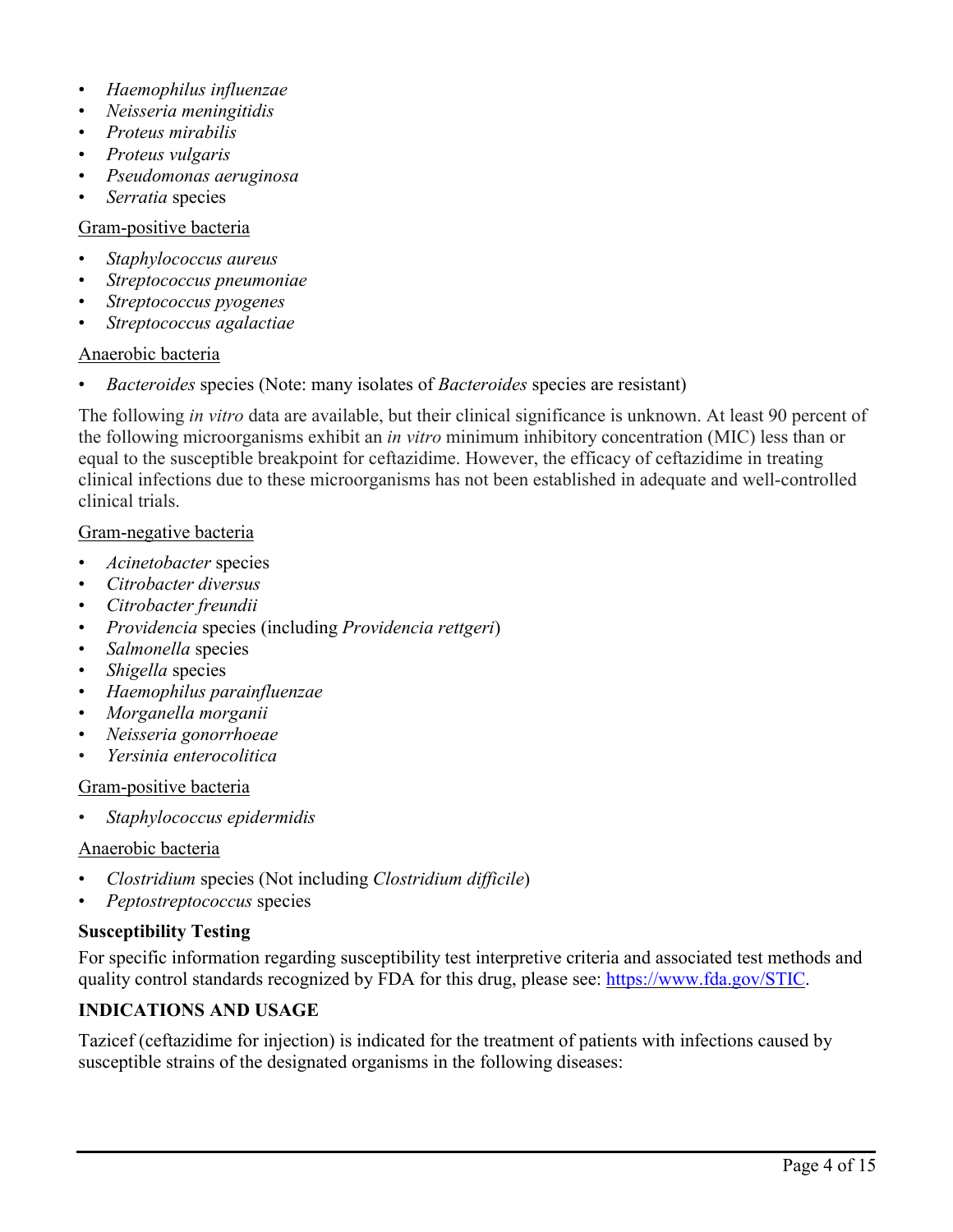- *Haemophilus influenzae*
- *Neisseria meningitidis*
- *Proteus mirabilis*
- *Proteus vulgaris*
- *Pseudomonas aeruginosa*
- *Serratia* species

Gram-positive bacteria

- *Staphylococcus aureus*
- *Streptococcus pneumoniae*
- *Streptococcus pyogenes*
- *Streptococcus agalactiae*

Anaerobic bacteria

- *Bacteroides* species (Note: many isolates of *Bacteroides* species are resistant)

The following *in vitro* data are available, but their clinical significance is unknown. At least 90 percent of the following microorganisms exhibit an *in vitro* minimum inhibitory concentration (MIC) less than or equal to the susceptible breakpoint for ceftazidime. However, the efficacy of ceftazidime in treating clinical infections due to these microorganisms has not been established in adequate and well-controlled clinical trials.

Gram-negative bacteria

- *Acinetobacter* species
- *Citrobacter diversus*
- *Citrobacter freundii*
- *Providencia* species (including *Providencia rettgeri*)
- *Salmonella* species
- *Shigella* species
- *Haemophilus parainfluenzae*
- *Morganella morganii*
- *Neisseria gonorrhoeae*
- *Yersinia enterocolitica*

Gram-positive bacteria

- *Staphylococcus epidermidis*

Anaerobic bacteria

- *Clostridium* species (Not including *Clostridium difficile*)
- *Peptostreptococcus* species

**Susceptibility Testing**

For specific information regarding susceptibility test interpretive criteria and associated test methods and quality control standards recognized by FDA for this drug, please see: https://www.fda.gov/STIC.

**INDICATIONS AND USAGE**

Tazicef (ceftazidime for injection) is indicated for the treatment of patients with infections caused by susceptible strains of the designated organisms in the following diseases: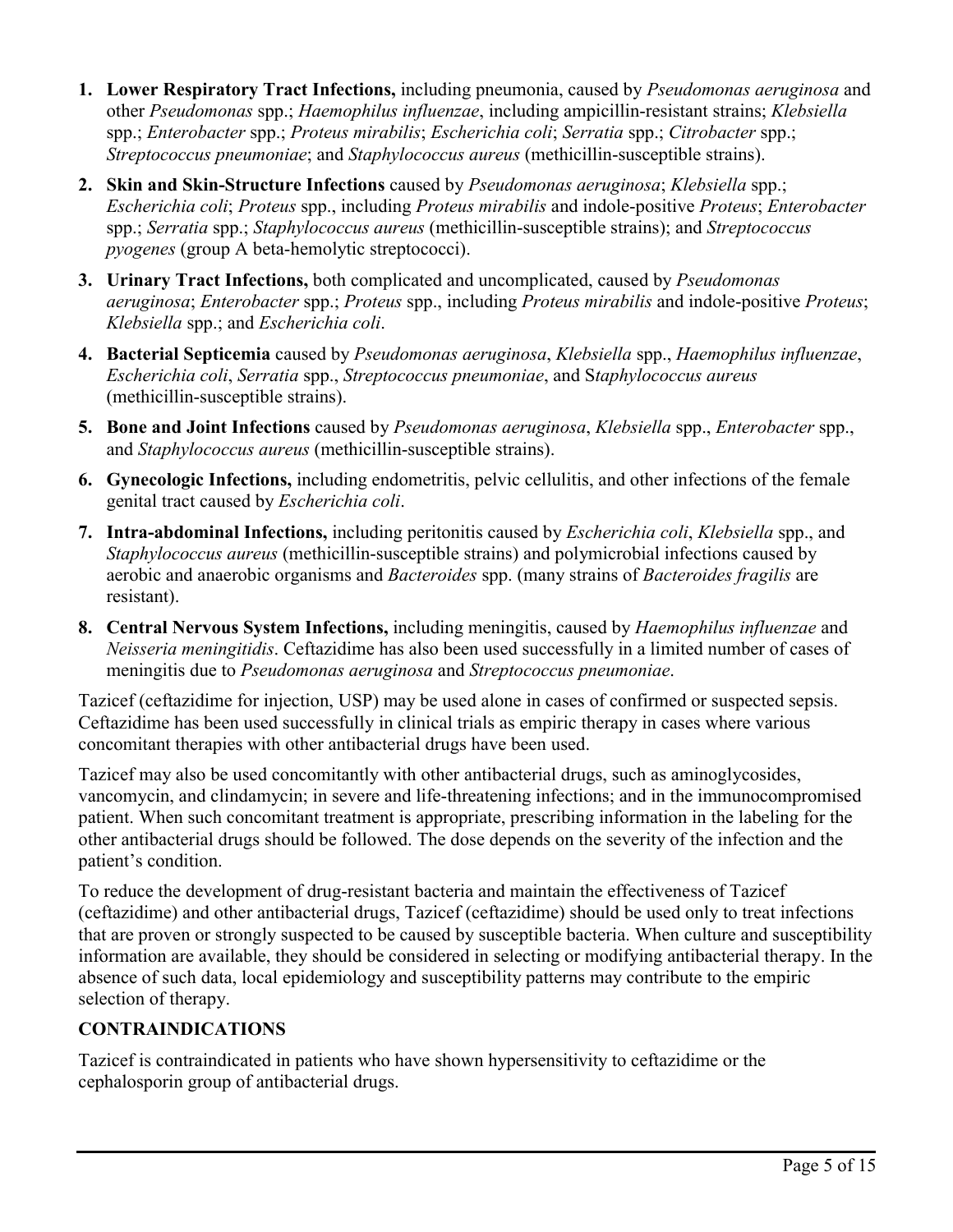1. **Lower Respiratory Tract Infections,** including pneumonia, caused by *Pseudomonas aeruginosa* and other *Pseudomonas* spp.; *Haemophilus influenzae*, including ampicillin-resistant strains; *Klebsiella* spp.; *Enterobacter* spp.; *Proteus mirabilis*; *Escherichia coli*; *Serratia* spp.; *Citrobacter* spp.; *Streptococcus pneumoniae*; and *Staphylococcus aureus* (methicillin-susceptible strains).
2. **Skin and Skin-Structure Infections** caused by *Pseudomonas aeruginosa*; *Klebsiella* spp.; *Escherichia coli*; *Proteus* spp., including *Proteus mirabilis* and indole-positive *Proteus*; *Enterobacter* spp.; *Serratia* spp.; *Staphylococcus aureus* (methicillin-susceptible strains); and *Streptococcus pyogenes* (group A beta-hemolytic streptococci).
3. **Urinary Tract Infections,** both complicated and uncomplicated, caused by *Pseudomonas aeruginosa*; *Enterobacter* spp.; *Proteus* spp., including *Proteus mirabilis* and indole-positive *Proteus*; *Klebsiella* spp.; and *Escherichia coli*.
4. **Bacterial Septicemia** caused by *Pseudomonas aeruginosa*, *Klebsiella* spp., *Haemophilus influenzae*, *Escherichia coli*, *Serratia* spp., *Streptococcus pneumoniae*, and S*taphylococcus aureus* (methicillin-susceptible strains).
5. **Bone and Joint Infections** caused by *Pseudomonas aeruginosa*, *Klebsiella* spp., *Enterobacter* spp., and *Staphylococcus aureus* (methicillin-susceptible strains).
6. **Gynecologic Infections,** including endometritis, pelvic cellulitis, and other infections of the female genital tract caused by *Escherichia coli*.
7. **Intra-abdominal Infections,** including peritonitis caused by *Escherichia coli*, *Klebsiella* spp., and *Staphylococcus aureus* (methicillin-susceptible strains) and polymicrobial infections caused by aerobic and anaerobic organisms and *Bacteroides* spp. (many strains of *Bacteroides fragilis* are resistant).
8. **Central Nervous System Infections,** including meningitis, caused by *Haemophilus influenzae* and *Neisseria meningitidis*. Ceftazidime has also been used successfully in a limited number of cases of meningitis due to *Pseudomonas aeruginosa* and *Streptococcus pneumoniae*.

Tazicef (ceftazidime for injection, USP) may be used alone in cases of confirmed or suspected sepsis. Ceftazidime has been used successfully in clinical trials as empiric therapy in cases where various concomitant therapies with other antibacterial drugs have been used.

Tazicef may also be used concomitantly with other antibacterial drugs, such as aminoglycosides, vancomycin, and clindamycin; in severe and life-threatening infections; and in the immunocompromised patient. When such concomitant treatment is appropriate, prescribing information in the labeling for the other antibacterial drugs should be followed. The dose depends on the severity of the infection and the patient's condition.

To reduce the development of drug-resistant bacteria and maintain the effectiveness of Tazicef (ceftazidime) and other antibacterial drugs, Tazicef (ceftazidime) should be used only to treat infections that are proven or strongly suspected to be caused by susceptible bacteria. When culture and susceptibility information are available, they should be considered in selecting or modifying antibacterial therapy. In the absence of such data, local epidemiology and susceptibility patterns may contribute to the empiric selection of therapy.

## CONTRAINDICATIONS

Tazicef is contraindicated in patients who have shown hypersensitivity to ceftazidime or the cephalosporin group of antibacterial drugs.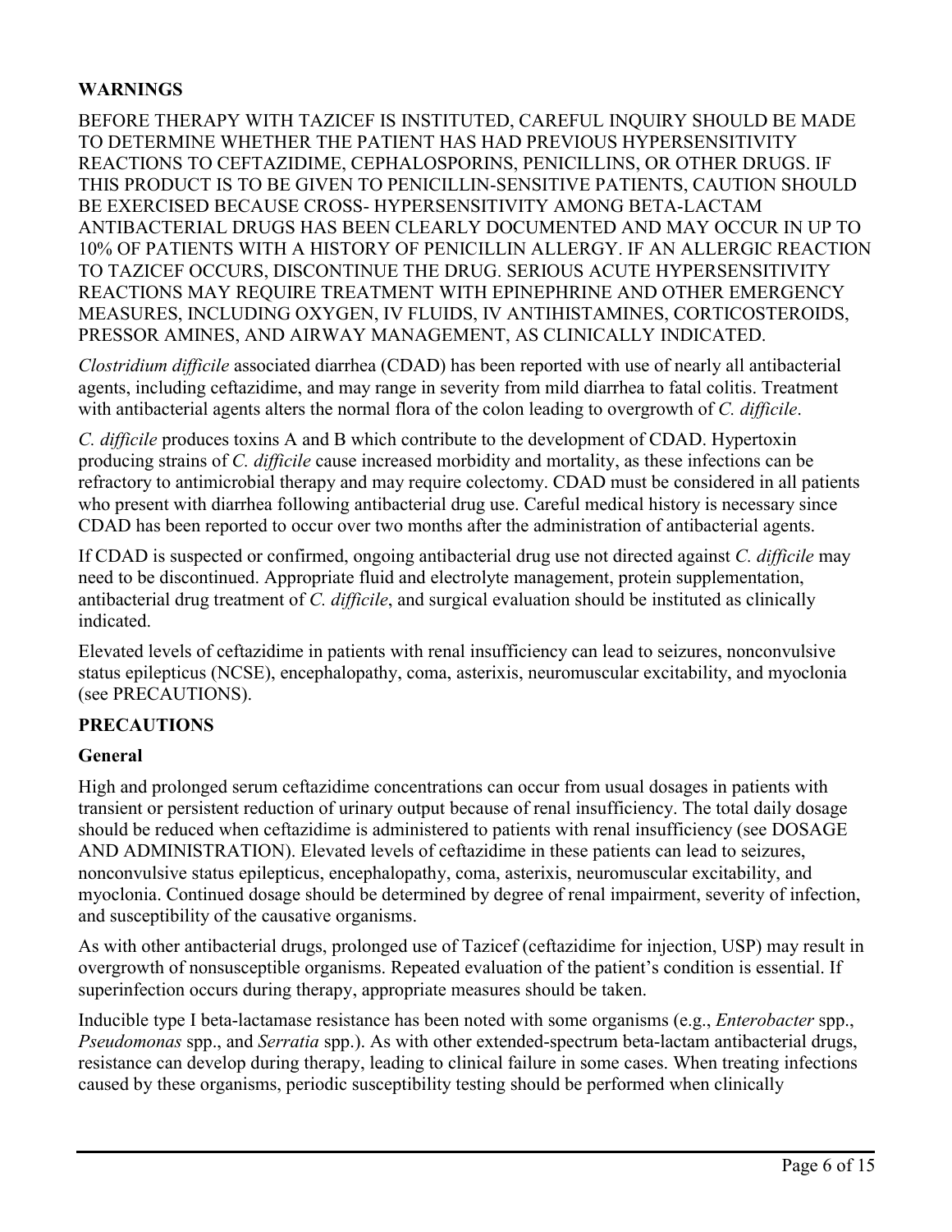## WARNINGS

BEFORE THERAPY WITH TAZICEF IS INSTITUTED, CAREFUL INQUIRY SHOULD BE MADE TO DETERMINE WHETHER THE PATIENT HAS HAD PREVIOUS HYPERSENSITIVITY REACTIONS TO CEFTAZIDIME, CEPHALOSPORINS, PENICILLINS, OR OTHER DRUGS. IF THIS PRODUCT IS TO BE GIVEN TO PENICILLIN-SENSITIVE PATIENTS, CAUTION SHOULD BE EXERCISED BECAUSE CROSS- HYPERSENSITIVITY AMONG BETA-LACTAM ANTIBACTERIAL DRUGS HAS BEEN CLEARLY DOCUMENTED AND MAY OCCUR IN UP TO 10% OF PATIENTS WITH A HISTORY OF PENICILLIN ALLERGY. IF AN ALLERGIC REACTION TO TAZICEF OCCURS, DISCONTINUE THE DRUG. SERIOUS ACUTE HYPERSENSITIVITY REACTIONS MAY REQUIRE TREATMENT WITH EPINEPHRINE AND OTHER EMERGENCY MEASURES, INCLUDING OXYGEN, IV FLUIDS, IV ANTIHISTAMINES, CORTICOSTEROIDS, PRESSOR AMINES, AND AIRWAY MANAGEMENT, AS CLINICALLY INDICATED.

*Clostridium difficile* associated diarrhea (CDAD) has been reported with use of nearly all antibacterial agents, including ceftazidime, and may range in severity from mild diarrhea to fatal colitis. Treatment with antibacterial agents alters the normal flora of the colon leading to overgrowth of *C. difficile*.

*C. difficile* produces toxins A and B which contribute to the development of CDAD. Hypertoxin producing strains of *C. difficile* cause increased morbidity and mortality, as these infections can be refractory to antimicrobial therapy and may require colectomy. CDAD must be considered in all patients who present with diarrhea following antibacterial drug use. Careful medical history is necessary since CDAD has been reported to occur over two months after the administration of antibacterial agents.

If CDAD is suspected or confirmed, ongoing antibacterial drug use not directed against *C. difficile* may need to be discontinued. Appropriate fluid and electrolyte management, protein supplementation, antibacterial drug treatment of *C. difficile*, and surgical evaluation should be instituted as clinically indicated.

Elevated levels of ceftazidime in patients with renal insufficiency can lead to seizures, nonconvulsive status epilepticus (NCSE), encephalopathy, coma, asterixis, neuromuscular excitability, and myoclonia (see PRECAUTIONS).

## PRECAUTIONS

### General

High and prolonged serum ceftazidime concentrations can occur from usual dosages in patients with transient or persistent reduction of urinary output because of renal insufficiency. The total daily dosage should be reduced when ceftazidime is administered to patients with renal insufficiency (see DOSAGE AND ADMINISTRATION). Elevated levels of ceftazidime in these patients can lead to seizures, nonconvulsive status epilepticus, encephalopathy, coma, asterixis, neuromuscular excitability, and myoclonia. Continued dosage should be determined by degree of renal impairment, severity of infection, and susceptibility of the causative organisms.

As with other antibacterial drugs, prolonged use of Tazicef (ceftazidime for injection, USP) may result in overgrowth of nonsusceptible organisms. Repeated evaluation of the patient's condition is essential. If superinfection occurs during therapy, appropriate measures should be taken.

Inducible type I beta-lactamase resistance has been noted with some organisms (e.g., *Enterobacter* spp., *Pseudomonas* spp., and *Serratia* spp.). As with other extended-spectrum beta-lactam antibacterial drugs, resistance can develop during therapy, leading to clinical failure in some cases. When treating infections caused by these organisms, periodic susceptibility testing should be performed when clinically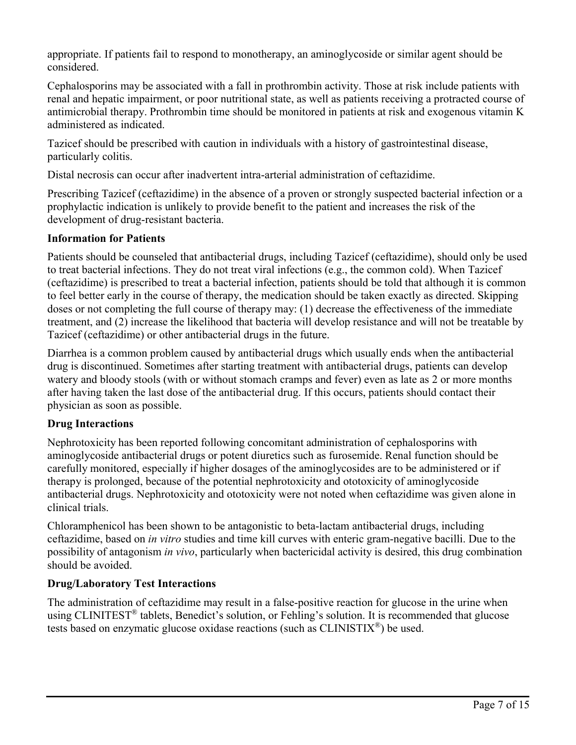appropriate. If patients fail to respond to monotherapy, an aminoglycoside or similar agent should be considered.

Cephalosporins may be associated with a fall in prothrombin activity. Those at risk include patients with renal and hepatic impairment, or poor nutritional state, as well as patients receiving a protracted course of antimicrobial therapy. Prothrombin time should be monitored in patients at risk and exogenous vitamin K administered as indicated.

Tazicef should be prescribed with caution in individuals with a history of gastrointestinal disease, particularly colitis.

Distal necrosis can occur after inadvertent intra-arterial administration of ceftazidime.

Prescribing Tazicef (ceftazidime) in the absence of a proven or strongly suspected bacterial infection or a prophylactic indication is unlikely to provide benefit to the patient and increases the risk of the development of drug-resistant bacteria.

**Information for Patients**

Patients should be counseled that antibacterial drugs, including Tazicef (ceftazidime), should only be used to treat bacterial infections. They do not treat viral infections (e.g., the common cold). When Tazicef (ceftazidime) is prescribed to treat a bacterial infection, patients should be told that although it is common to feel better early in the course of therapy, the medication should be taken exactly as directed. Skipping doses or not completing the full course of therapy may: (1) decrease the effectiveness of the immediate treatment, and (2) increase the likelihood that bacteria will develop resistance and will not be treatable by Tazicef (ceftazidime) or other antibacterial drugs in the future.

Diarrhea is a common problem caused by antibacterial drugs which usually ends when the antibacterial drug is discontinued. Sometimes after starting treatment with antibacterial drugs, patients can develop watery and bloody stools (with or without stomach cramps and fever) even as late as 2 or more months after having taken the last dose of the antibacterial drug. If this occurs, patients should contact their physician as soon as possible.

**Drug Interactions**

Nephrotoxicity has been reported following concomitant administration of cephalosporins with aminoglycoside antibacterial drugs or potent diuretics such as furosemide. Renal function should be carefully monitored, especially if higher dosages of the aminoglycosides are to be administered or if therapy is prolonged, because of the potential nephrotoxicity and ototoxicity of aminoglycoside antibacterial drugs. Nephrotoxicity and ototoxicity were not noted when ceftazidime was given alone in clinical trials.

Chloramphenicol has been shown to be antagonistic to beta-lactam antibacterial drugs, including ceftazidime, based on *in vitro* studies and time kill curves with enteric gram-negative bacilli. Due to the possibility of antagonism *in vivo*, particularly when bactericidal activity is desired, this drug combination should be avoided.

**Drug/Laboratory Test Interactions**

The administration of ceftazidime may result in a false-positive reaction for glucose in the urine when using CLINITEST® tablets, Benedict's solution, or Fehling's solution. It is recommended that glucose tests based on enzymatic glucose oxidase reactions (such as CLINISTIX®) be used.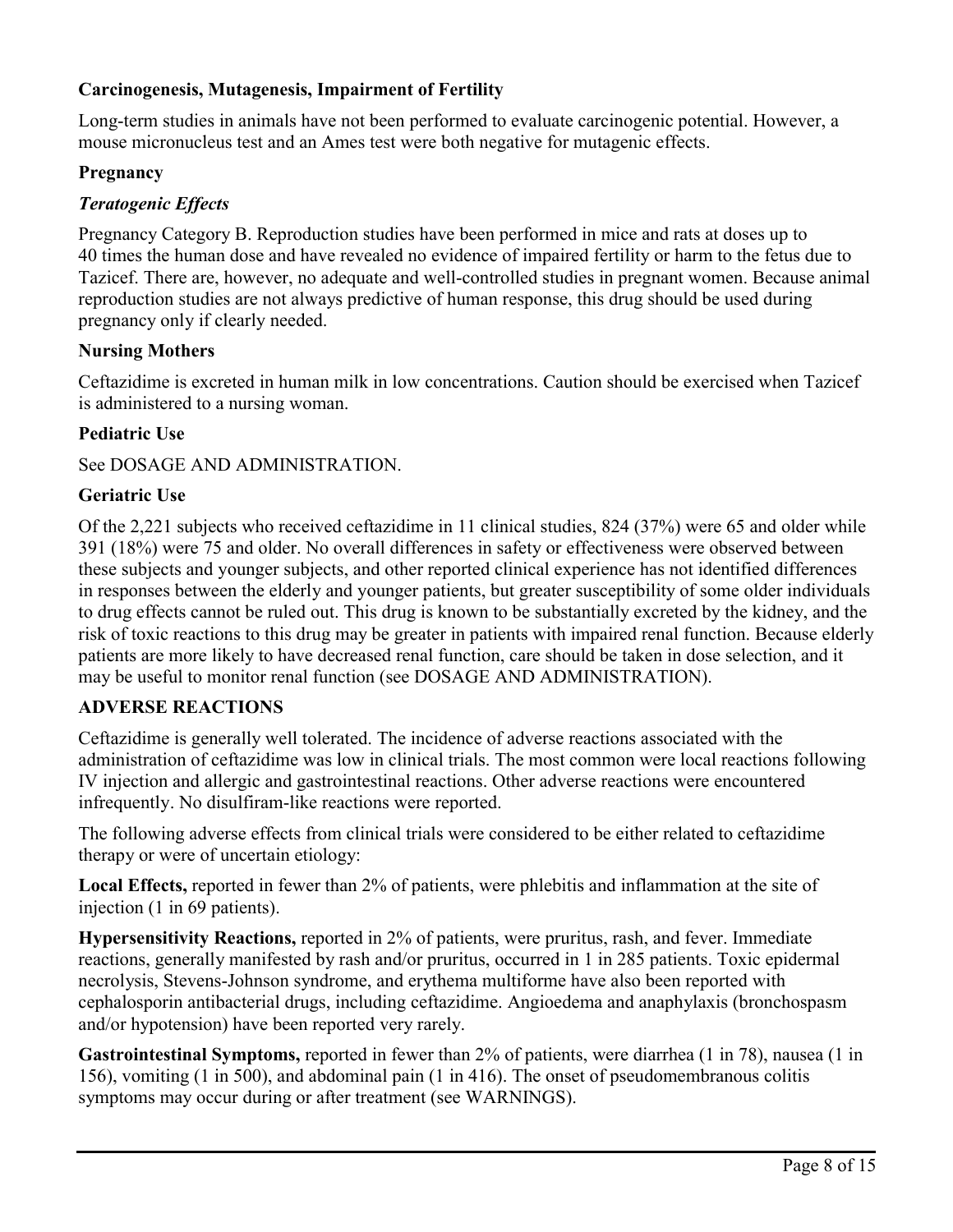### Carcinogenesis, Mutagenesis, Impairment of Fertility

Long-term studies in animals have not been performed to evaluate carcinogenic potential. However, a mouse micronucleus test and an Ames test were both negative for mutagenic effects.

### Pregnancy

#### *Teratogenic Effects*

Pregnancy Category B. Reproduction studies have been performed in mice and rats at doses up to 40 times the human dose and have revealed no evidence of impaired fertility or harm to the fetus due to Tazicef. There are, however, no adequate and well-controlled studies in pregnant women. Because animal reproduction studies are not always predictive of human response, this drug should be used during pregnancy only if clearly needed.

### Nursing Mothers

Ceftazidime is excreted in human milk in low concentrations. Caution should be exercised when Tazicef is administered to a nursing woman.

### Pediatric Use

See DOSAGE AND ADMINISTRATION.

### Geriatric Use

Of the 2,221 subjects who received ceftazidime in 11 clinical studies, 824 (37%) were 65 and older while 391 (18%) were 75 and older. No overall differences in safety or effectiveness were observed between these subjects and younger subjects, and other reported clinical experience has not identified differences in responses between the elderly and younger patients, but greater susceptibility of some older individuals to drug effects cannot be ruled out. This drug is known to be substantially excreted by the kidney, and the risk of toxic reactions to this drug may be greater in patients with impaired renal function. Because elderly patients are more likely to have decreased renal function, care should be taken in dose selection, and it may be useful to monitor renal function (see DOSAGE AND ADMINISTRATION).

## ADVERSE REACTIONS

Ceftazidime is generally well tolerated. The incidence of adverse reactions associated with the administration of ceftazidime was low in clinical trials. The most common were local reactions following IV injection and allergic and gastrointestinal reactions. Other adverse reactions were encountered infrequently. No disulfiram-like reactions were reported.

The following adverse effects from clinical trials were considered to be either related to ceftazidime therapy or were of uncertain etiology:

**Local Effects,** reported in fewer than 2% of patients, were phlebitis and inflammation at the site of injection (1 in 69 patients).

**Hypersensitivity Reactions,** reported in 2% of patients, were pruritus, rash, and fever. Immediate reactions, generally manifested by rash and/or pruritus, occurred in 1 in 285 patients. Toxic epidermal necrolysis, Stevens-Johnson syndrome, and erythema multiforme have also been reported with cephalosporin antibacterial drugs, including ceftazidime. Angioedema and anaphylaxis (bronchospasm and/or hypotension) have been reported very rarely.

**Gastrointestinal Symptoms,** reported in fewer than 2% of patients, were diarrhea (1 in 78), nausea (1 in 156), vomiting (1 in 500), and abdominal pain (1 in 416). The onset of pseudomembranous colitis symptoms may occur during or after treatment (see WARNINGS).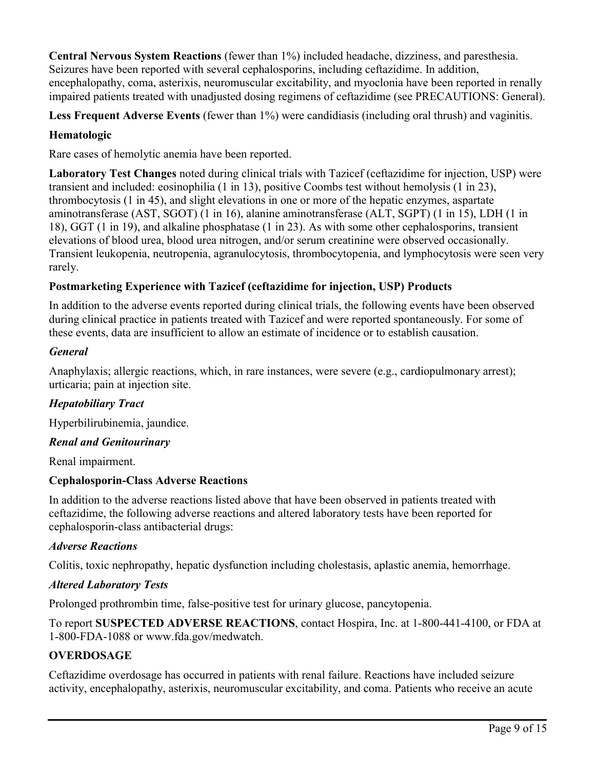**Central Nervous System Reactions** (fewer than 1%) included headache, dizziness, and paresthesia. Seizures have been reported with several cephalosporins, including ceftazidime. In addition, encephalopathy, coma, asterixis, neuromuscular excitability, and myoclonia have been reported in renally impaired patients treated with unadjusted dosing regimens of ceftazidime (see PRECAUTIONS: General).

**Less Frequent Adverse Events** (fewer than 1%) were candidiasis (including oral thrush) and vaginitis.

**Hematologic**

Rare cases of hemolytic anemia have been reported.

**Laboratory Test Changes** noted during clinical trials with Tazicef (ceftazidime for injection, USP) were transient and included: eosinophilia (1 in 13), positive Coombs test without hemolysis (1 in 23), thrombocytosis (1 in 45), and slight elevations in one or more of the hepatic enzymes, aspartate aminotransferase (AST, SGOT) (1 in 16), alanine aminotransferase (ALT, SGPT) (1 in 15), LDH (1 in 18), GGT (1 in 19), and alkaline phosphatase (1 in 23). As with some other cephalosporins, transient elevations of blood urea, blood urea nitrogen, and/or serum creatinine were observed occasionally. Transient leukopenia, neutropenia, agranulocytosis, thrombocytopenia, and lymphocytosis were seen very rarely.

**Postmarketing Experience with Tazicef (ceftazidime for injection, USP) Products**

In addition to the adverse events reported during clinical trials, the following events have been observed during clinical practice in patients treated with Tazicef and were reported spontaneously. For some of these events, data are insufficient to allow an estimate of incidence or to establish causation.

***General***

Anaphylaxis; allergic reactions, which, in rare instances, were severe (e.g., cardiopulmonary arrest); urticaria; pain at injection site.

***Hepatobiliary Tract***

Hyperbilirubinemia, jaundice.

***Renal and Genitourinary***

Renal impairment.

**Cephalosporin-Class Adverse Reactions**

In addition to the adverse reactions listed above that have been observed in patients treated with ceftazidime, the following adverse reactions and altered laboratory tests have been reported for cephalosporin-class antibacterial drugs:

***Adverse Reactions***

Colitis, toxic nephropathy, hepatic dysfunction including cholestasis, aplastic anemia, hemorrhage.

***Altered Laboratory Tests***

Prolonged prothrombin time, false-positive test for urinary glucose, pancytopenia.

To report **SUSPECTED ADVERSE REACTIONS**, contact Hospira, Inc. at 1-800-441-4100, or FDA at 1-800-FDA-1088 or www.fda.gov/medwatch.

## OVERDOSAGE

Ceftazidime overdosage has occurred in patients with renal failure. Reactions have included seizure activity, encephalopathy, asterixis, neuromuscular excitability, and coma. Patients who receive an acute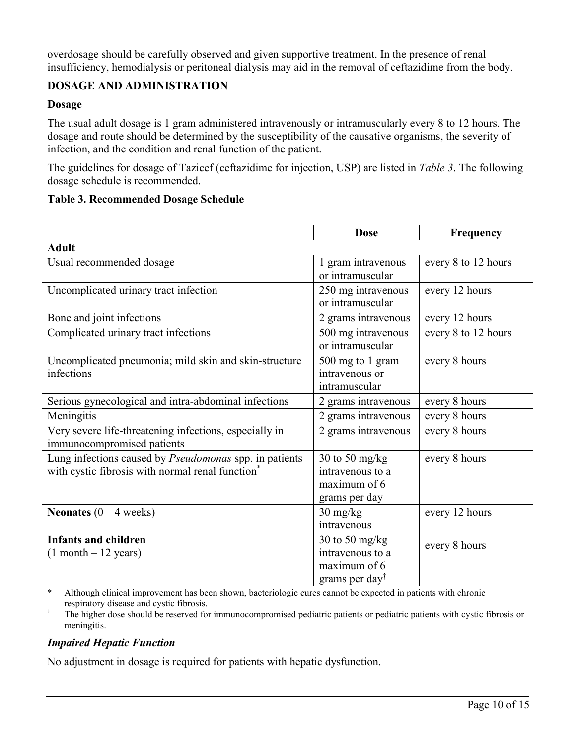overdosage should be carefully observed and given supportive treatment. In the presence of renal insufficiency, hemodialysis or peritoneal dialysis may aid in the removal of ceftazidime from the body.

## DOSAGE AND ADMINISTRATION

### Dosage

The usual adult dosage is 1 gram administered intravenously or intramuscularly every 8 to 12 hours. The dosage and route should be determined by the susceptibility of the causative organisms, the severity of infection, and the condition and renal function of the patient.

The guidelines for dosage of Tazicef (ceftazidime for injection, USP) are listed in *Table 3*. The following dosage schedule is recommended.

**Table 3. Recommended Dosage Schedule**

| | Dose | Frequency |
|---|---|---|
| **Adult** | | |
| Usual recommended dosage | 1 gram intravenous or intramuscular | every 8 to 12 hours |
| Uncomplicated urinary tract infection | 250 mg intravenous or intramuscular | every 12 hours |
| Bone and joint infections | 2 grams intravenous | every 12 hours |
| Complicated urinary tract infections | 500 mg intravenous or intramuscular | every 8 to 12 hours |
| Uncomplicated pneumonia; mild skin and skin-structure infections | 500 mg to 1 gram intravenous or intramuscular | every 8 hours |
| Serious gynecological and intra-abdominal infections | 2 grams intravenous | every 8 hours |
| Meningitis | 2 grams intravenous | every 8 hours |
| Very severe life-threatening infections, especially in immunocompromised patients | 2 grams intravenous | every 8 hours |
| Lung infections caused by *Pseudomonas* spp. in patients with cystic fibrosis with normal renal function* | 30 to 50 mg/kg intravenous to a maximum of 6 grams per day | every 8 hours |
| **Neonates** (0 – 4 weeks) | 30 mg/kg intravenous | every 12 hours |
| **Infants and children** (1 month – 12 years) | 30 to 50 mg/kg intravenous to a maximum of 6 grams per day† | every 8 hours |

\* Although clinical improvement has been shown, bacteriologic cures cannot be expected in patients with chronic respiratory disease and cystic fibrosis.

† The higher dose should be reserved for immunocompromised pediatric patients or pediatric patients with cystic fibrosis or meningitis.

### *Impaired Hepatic Function*

No adjustment in dosage is required for patients with hepatic dysfunction.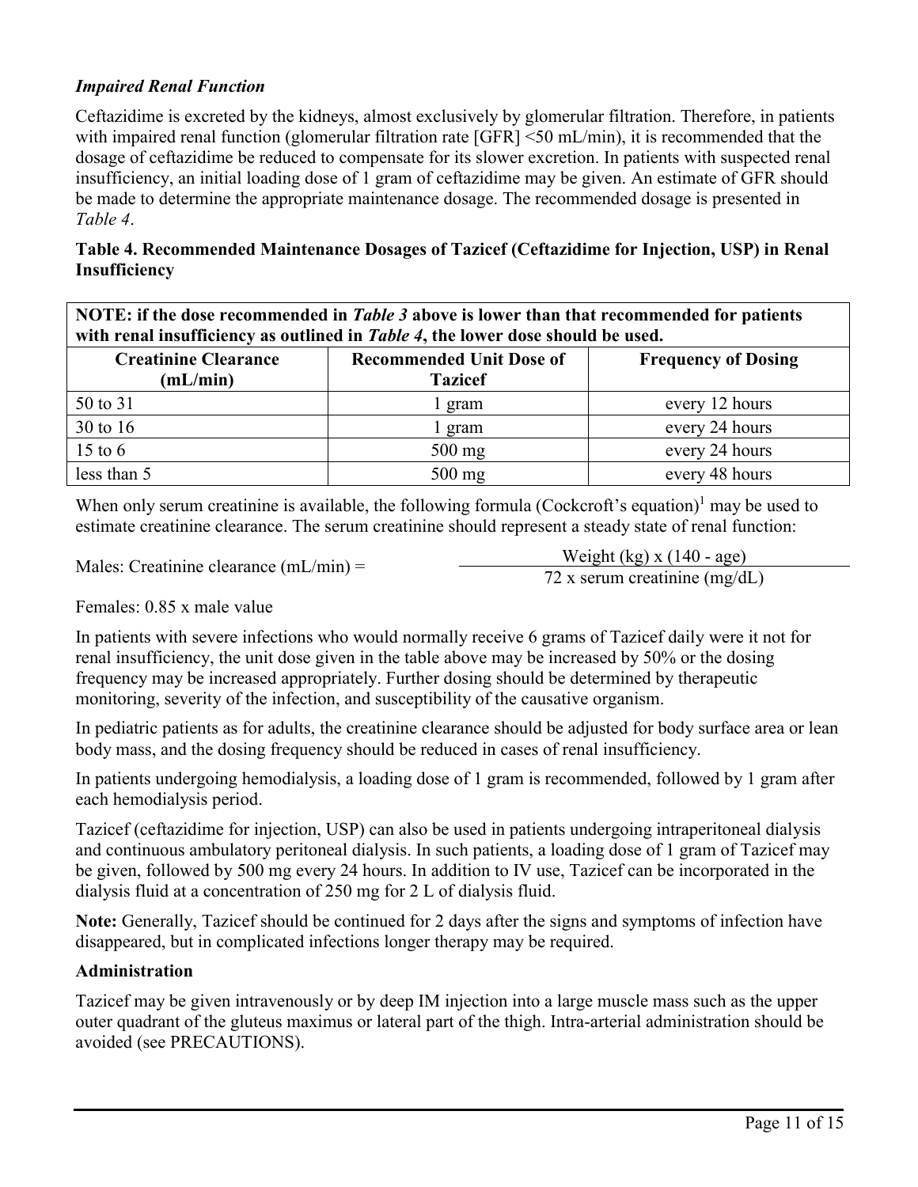### *Impaired Renal Function*

Ceftazidime is excreted by the kidneys, almost exclusively by glomerular filtration. Therefore, in patients with impaired renal function (glomerular filtration rate [GFR] <50 mL/min), it is recommended that the dosage of ceftazidime be reduced to compensate for its slower excretion. In patients with suspected renal insufficiency, an initial loading dose of 1 gram of ceftazidime may be given. An estimate of GFR should be made to determine the appropriate maintenance dosage. The recommended dosage is presented in *Table 4*.

**Table 4. Recommended Maintenance Dosages of Tazicef (Ceftazidime for Injection, USP) in Renal Insufficiency**

**NOTE: if the dose recommended in *Table 3* above is lower than that recommended for patients with renal insufficiency as outlined in *Table 4*, the lower dose should be used.**

| Creatinine Clearance (mL/min) | Recommended Unit Dose of Tazicef | Frequency of Dosing |
|---|---|---|
| 50 to 31 | 1 gram | every 12 hours |
| 30 to 16 | 1 gram | every 24 hours |
| 15 to 6 | 500 mg | every 24 hours |
| less than 5 | 500 mg | every 48 hours |

When only serum creatinine is available, the following formula (Cockcroft's equation)[1] may be used to estimate creatinine clearance. The serum creatinine should represent a steady state of renal function:

$$\text{Males: Creatinine clearance (mL/min)} = \frac{\text{Weight (kg)} \times (140 - \text{age})}{72 \times \text{serum creatinine (mg/dL)}}$$

Females: 0.85 x male value

In patients with severe infections who would normally receive 6 grams of Tazicef daily were it not for renal insufficiency, the unit dose given in the table above may be increased by 50% or the dosing frequency may be increased appropriately. Further dosing should be determined by therapeutic monitoring, severity of the infection, and susceptibility of the causative organism.

In pediatric patients as for adults, the creatinine clearance should be adjusted for body surface area or lean body mass, and the dosing frequency should be reduced in cases of renal insufficiency.

In patients undergoing hemodialysis, a loading dose of 1 gram is recommended, followed by 1 gram after each hemodialysis period.

Tazicef (ceftazidime for injection, USP) can also be used in patients undergoing intraperitoneal dialysis and continuous ambulatory peritoneal dialysis. In such patients, a loading dose of 1 gram of Tazicef may be given, followed by 500 mg every 24 hours. In addition to IV use, Tazicef can be incorporated in the dialysis fluid at a concentration of 250 mg for 2 L of dialysis fluid.

**Note:** Generally, Tazicef should be continued for 2 days after the signs and symptoms of infection have disappeared, but in complicated infections longer therapy may be required.

### Administration

Tazicef may be given intravenously or by deep IM injection into a large muscle mass such as the upper outer quadrant of the gluteus maximus or lateral part of the thigh. Intra-arterial administration should be avoided (see PRECAUTIONS).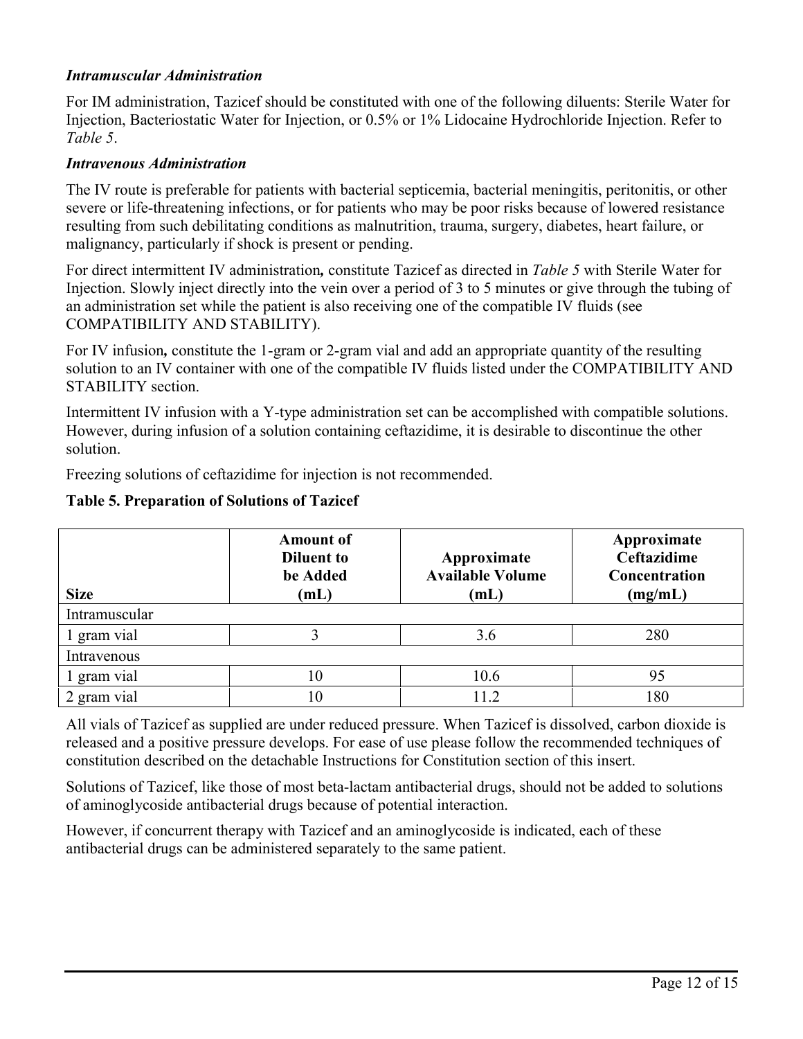### *Intramuscular Administration*

For IM administration, Tazicef should be constituted with one of the following diluents: Sterile Water for Injection, Bacteriostatic Water for Injection, or 0.5% or 1% Lidocaine Hydrochloride Injection. Refer to *Table 5*.

### *Intravenous Administration*

The IV route is preferable for patients with bacterial septicemia, bacterial meningitis, peritonitis, or other severe or life-threatening infections, or for patients who may be poor risks because of lowered resistance resulting from such debilitating conditions as malnutrition, trauma, surgery, diabetes, heart failure, or malignancy, particularly if shock is present or pending.

For direct intermittent IV administration**,** constitute Tazicef as directed in *Table 5* with Sterile Water for Injection. Slowly inject directly into the vein over a period of 3 to 5 minutes or give through the tubing of an administration set while the patient is also receiving one of the compatible IV fluids (see COMPATIBILITY AND STABILITY).

For IV infusion**,** constitute the 1-gram or 2-gram vial and add an appropriate quantity of the resulting solution to an IV container with one of the compatible IV fluids listed under the COMPATIBILITY AND STABILITY section.

Intermittent IV infusion with a Y-type administration set can be accomplished with compatible solutions. However, during infusion of a solution containing ceftazidime, it is desirable to discontinue the other solution.

Freezing solutions of ceftazidime for injection is not recommended.

**Table 5. Preparation of Solutions of Tazicef**

| Size | Amount of Diluent to be Added (mL) | Approximate Available Volume (mL) | Approximate Ceftazidime Concentration (mg/mL) |
|---|---|---|---|
| Intramuscular | | | |
| 1 gram vial | 3 | 3.6 | 280 |
| Intravenous | | | |
| 1 gram vial | 10 | 10.6 | 95 |
| 2 gram vial | 10 | 11.2 | 180 |

All vials of Tazicef as supplied are under reduced pressure. When Tazicef is dissolved, carbon dioxide is released and a positive pressure develops. For ease of use please follow the recommended techniques of constitution described on the detachable Instructions for Constitution section of this insert.

Solutions of Tazicef, like those of most beta-lactam antibacterial drugs, should not be added to solutions of aminoglycoside antibacterial drugs because of potential interaction.

However, if concurrent therapy with Tazicef and an aminoglycoside is indicated, each of these antibacterial drugs can be administered separately to the same patient.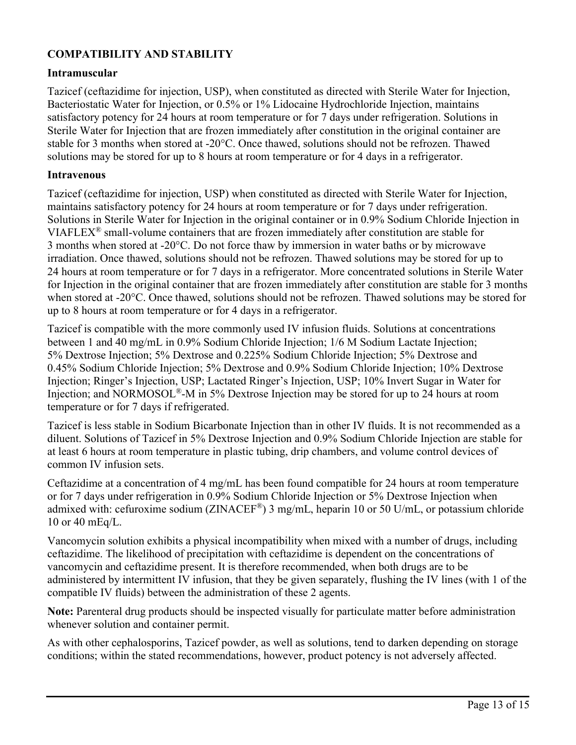## COMPATIBILITY AND STABILITY

### Intramuscular

Tazicef (ceftazidime for injection, USP), when constituted as directed with Sterile Water for Injection, Bacteriostatic Water for Injection, or 0.5% or 1% Lidocaine Hydrochloride Injection, maintains satisfactory potency for 24 hours at room temperature or for 7 days under refrigeration. Solutions in Sterile Water for Injection that are frozen immediately after constitution in the original container are stable for 3 months when stored at -20°C. Once thawed, solutions should not be refrozen. Thawed solutions may be stored for up to 8 hours at room temperature or for 4 days in a refrigerator.

### Intravenous

Tazicef (ceftazidime for injection, USP) when constituted as directed with Sterile Water for Injection, maintains satisfactory potency for 24 hours at room temperature or for 7 days under refrigeration. Solutions in Sterile Water for Injection in the original container or in 0.9% Sodium Chloride Injection in VIAFLEX® small-volume containers that are frozen immediately after constitution are stable for 3 months when stored at -20°C. Do not force thaw by immersion in water baths or by microwave irradiation. Once thawed, solutions should not be refrozen. Thawed solutions may be stored for up to 24 hours at room temperature or for 7 days in a refrigerator. More concentrated solutions in Sterile Water for Injection in the original container that are frozen immediately after constitution are stable for 3 months when stored at -20°C. Once thawed, solutions should not be refrozen. Thawed solutions may be stored for up to 8 hours at room temperature or for 4 days in a refrigerator.

Tazicef is compatible with the more commonly used IV infusion fluids. Solutions at concentrations between 1 and 40 mg/mL in 0.9% Sodium Chloride Injection; 1/6 M Sodium Lactate Injection; 5% Dextrose Injection; 5% Dextrose and 0.225% Sodium Chloride Injection; 5% Dextrose and 0.45% Sodium Chloride Injection; 5% Dextrose and 0.9% Sodium Chloride Injection; 10% Dextrose Injection; Ringer's Injection, USP; Lactated Ringer's Injection, USP; 10% Invert Sugar in Water for Injection; and NORMOSOL®-M in 5% Dextrose Injection may be stored for up to 24 hours at room temperature or for 7 days if refrigerated.

Tazicef is less stable in Sodium Bicarbonate Injection than in other IV fluids. It is not recommended as a diluent. Solutions of Tazicef in 5% Dextrose Injection and 0.9% Sodium Chloride Injection are stable for at least 6 hours at room temperature in plastic tubing, drip chambers, and volume control devices of common IV infusion sets.

Ceftazidime at a concentration of 4 mg/mL has been found compatible for 24 hours at room temperature or for 7 days under refrigeration in 0.9% Sodium Chloride Injection or 5% Dextrose Injection when admixed with: cefuroxime sodium (ZINACEF®) 3 mg/mL, heparin 10 or 50 U/mL, or potassium chloride 10 or 40 mEq/L.

Vancomycin solution exhibits a physical incompatibility when mixed with a number of drugs, including ceftazidime. The likelihood of precipitation with ceftazidime is dependent on the concentrations of vancomycin and ceftazidime present. It is therefore recommended, when both drugs are to be administered by intermittent IV infusion, that they be given separately, flushing the IV lines (with 1 of the compatible IV fluids) between the administration of these 2 agents.

**Note:** Parenteral drug products should be inspected visually for particulate matter before administration whenever solution and container permit.

As with other cephalosporins, Tazicef powder, as well as solutions, tend to darken depending on storage conditions; within the stated recommendations, however, product potency is not adversely affected.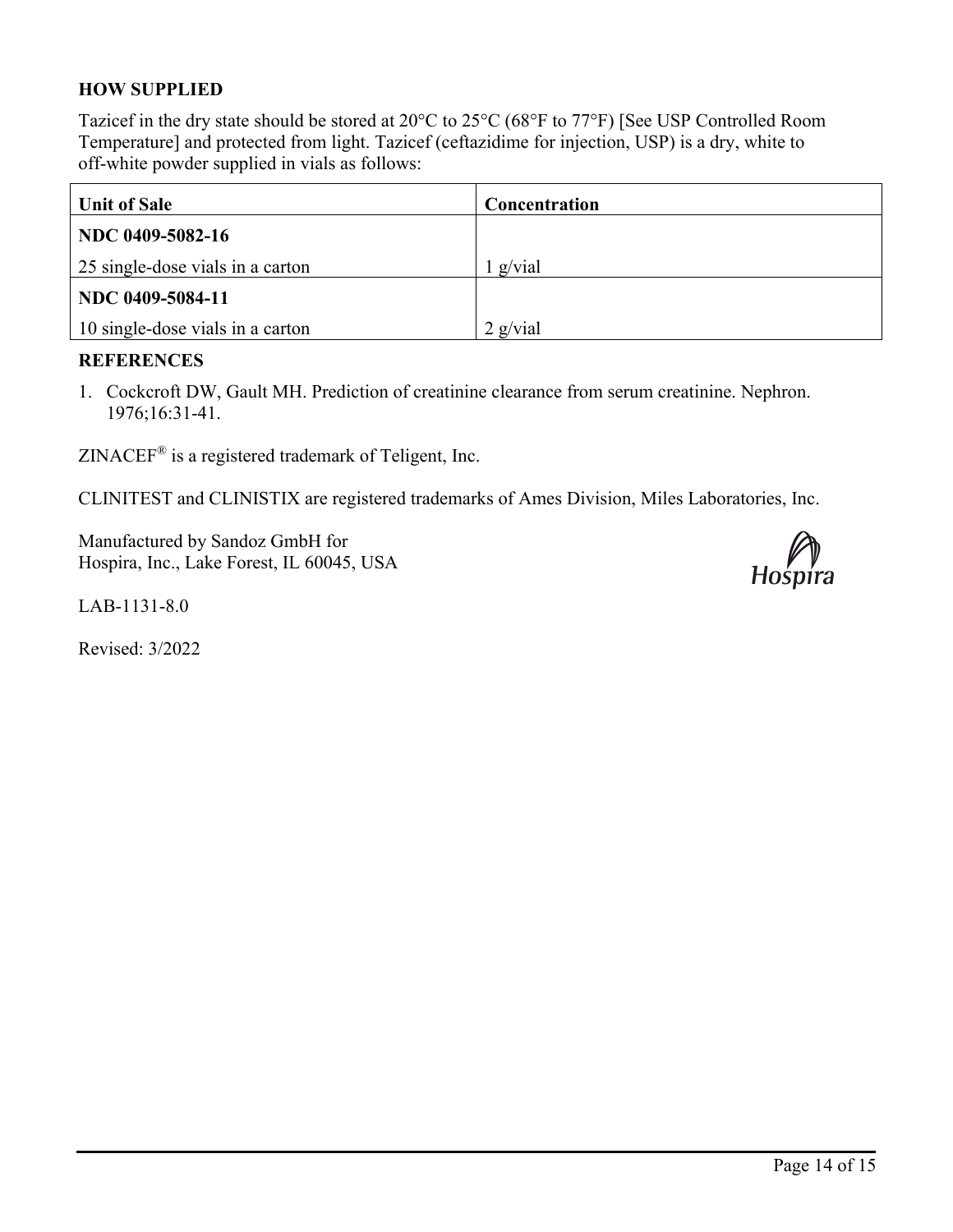## HOW SUPPLIED

Tazicef in the dry state should be stored at 20°C to 25°C (68°F to 77°F) [See USP Controlled Room Temperature] and protected from light. Tazicef (ceftazidime for injection, USP) is a dry, white to off-white powder supplied in vials as follows:

| Unit of Sale | Concentration |
|---|---|
| **NDC 0409-5082-16**<br>25 single-dose vials in a carton | 1 g/vial |
| **NDC 0409-5084-11**<br>10 single-dose vials in a carton | 2 g/vial |

## REFERENCES

1. Cockcroft DW, Gault MH. Prediction of creatinine clearance from serum creatinine. Nephron. 1976;16:31-41.

ZINACEF® is a registered trademark of Teligent, Inc.

CLINITEST and CLINISTIX are registered trademarks of Ames Division, Miles Laboratories, Inc.

Manufactured by Sandoz GmbH for
Hospira, Inc., Lake Forest, IL 60045, USA

Hospira

LAB-1131-8.0

Revised: 3/2022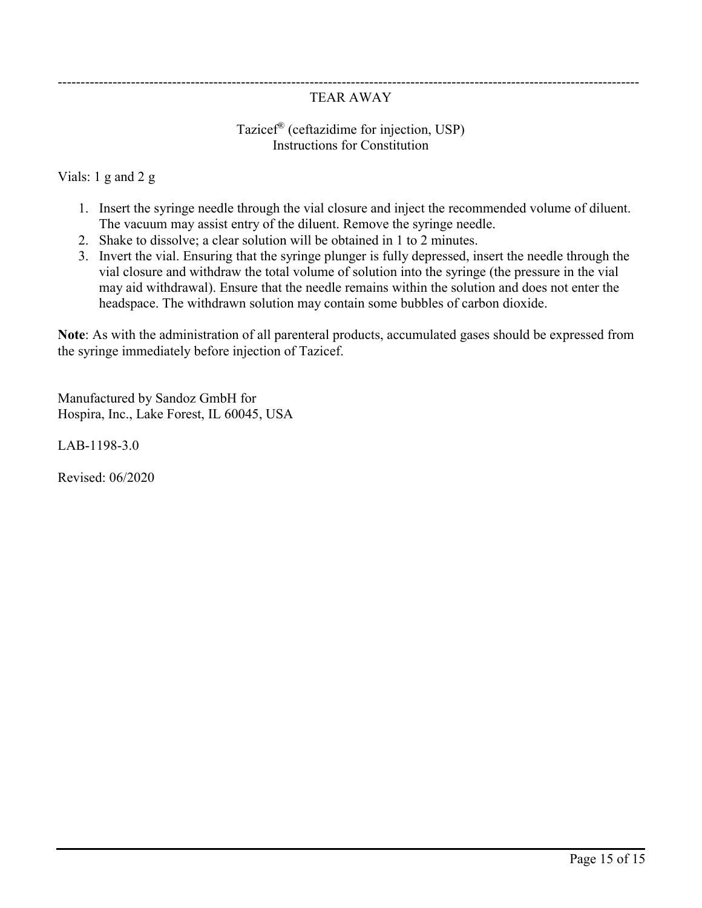---

TEAR AWAY

Tazicef® (ceftazidime for injection, USP)
Instructions for Constitution

Vials: 1 g and 2 g

1. Insert the syringe needle through the vial closure and inject the recommended volume of diluent. The vacuum may assist entry of the diluent. Remove the syringe needle.
2. Shake to dissolve; a clear solution will be obtained in 1 to 2 minutes.
3. Invert the vial. Ensuring that the syringe plunger is fully depressed, insert the needle through the vial closure and withdraw the total volume of solution into the syringe (the pressure in the vial may aid withdrawal). Ensure that the needle remains within the solution and does not enter the headspace. The withdrawn solution may contain some bubbles of carbon dioxide.

**Note**: As with the administration of all parenteral products, accumulated gases should be expressed from the syringe immediately before injection of Tazicef.

Manufactured by Sandoz GmbH for
Hospira, Inc., Lake Forest, IL 60045, USA

LAB-1198-3.0

Revised: 06/2020